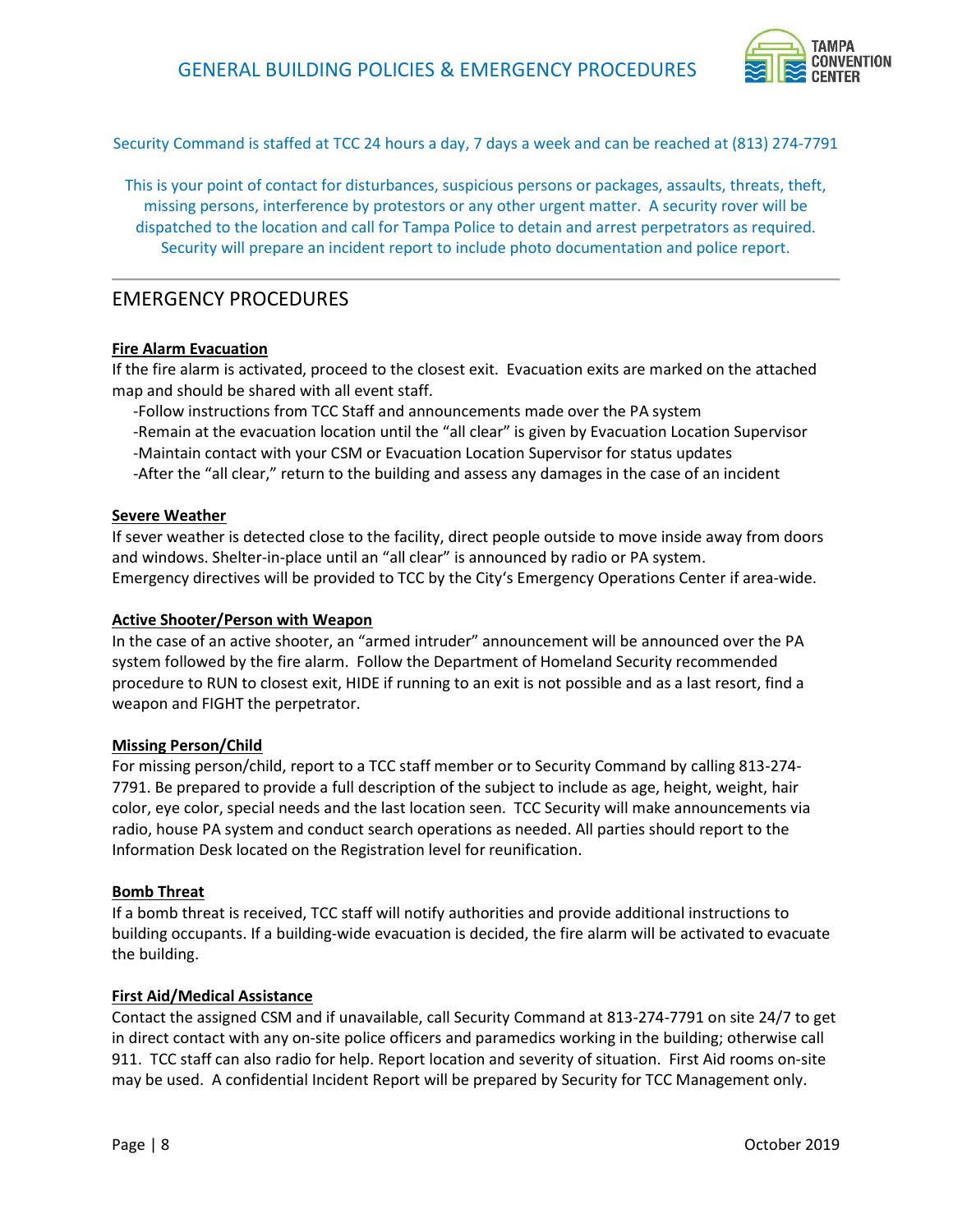Security Command is staffed at TCC 24 hours a day, 7 days a week and can be reached at (813) 274-7791

This is your point of contact for disturbances, suspicious persons or packages, assaults, threats, theft, missing persons, interference by protestors or any other urgent matter. A security rover will be dispatched to the location and call for Tampa Police to detain and arrest perpetrators as required. Security will prepare an incident report to include photo documentation and police report.

---

## EMERGENCY PROCEDURES

### Fire Alarm Evacuation

If the fire alarm is activated, proceed to the closest exit. Evacuation exits are marked on the attached map and should be shared with all event staff.

- Follow instructions from TCC Staff and announcements made over the PA system
- Remain at the evacuation location until the "all clear" is given by Evacuation Location Supervisor
- Maintain contact with your CSM or Evacuation Location Supervisor for status updates
- After the "all clear," return to the building and assess any damages in the case of an incident

### Severe Weather

If sever weather is detected close to the facility, direct people outside to move inside away from doors and windows. Shelter-in-place until an "all clear" is announced by radio or PA system.
Emergency directives will be provided to TCC by the City's Emergency Operations Center if area-wide.

### Active Shooter/Person with Weapon

In the case of an active shooter, an "armed intruder" announcement will be announced over the PA system followed by the fire alarm. Follow the Department of Homeland Security recommended procedure to RUN to closest exit, HIDE if running to an exit is not possible and as a last resort, find a weapon and FIGHT the perpetrator.

### Missing Person/Child

For missing person/child, report to a TCC staff member or to Security Command by calling 813-274-7791. Be prepared to provide a full description of the subject to include as age, height, weight, hair color, eye color, special needs and the last location seen. TCC Security will make announcements via radio, house PA system and conduct search operations as needed. All parties should report to the Information Desk located on the Registration level for reunification.

### Bomb Threat

If a bomb threat is received, TCC staff will notify authorities and provide additional instructions to building occupants. If a building-wide evacuation is decided, the fire alarm will be activated to evacuate the building.

### First Aid/Medical Assistance

Contact the assigned CSM and if unavailable, call Security Command at 813-274-7791 on site 24/7 to get in direct contact with any on-site police officers and paramedics working in the building; otherwise call 911. TCC staff can also radio for help. Report location and severity of situation. First Aid rooms on-site may be used. A confidential Incident Report will be prepared by Security for TCC Management only.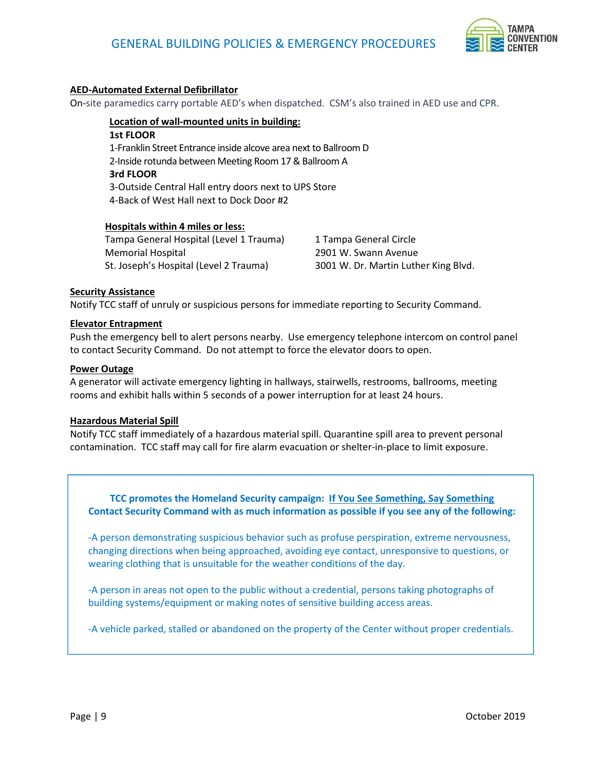### AED-Automated External Defibrillator

On-site paramedics carry portable AED's when dispatched. CSM's also trained in AED use and CPR.

**Location of wall-mounted units in building:**

**1st FLOOR**

1-Franklin Street Entrance inside alcove area next to Ballroom D

2-Inside rotunda between Meeting Room 17 & Ballroom A

**3rd FLOOR**

3-Outside Central Hall entry doors next to UPS Store

4-Back of West Hall next to Dock Door #2

**Hospitals within 4 miles or less:**

| | |
|---|---|
| Tampa General Hospital (Level 1 Trauma) | 1 Tampa General Circle |
| Memorial Hospital | 2901 W. Swann Avenue |
| St. Joseph's Hospital (Level 2 Trauma) | 3001 W. Dr. Martin Luther King Blvd. |

### Security Assistance

Notify TCC staff of unruly or suspicious persons for immediate reporting to Security Command.

### Elevator Entrapment

Push the emergency bell to alert persons nearby. Use emergency telephone intercom on control panel to contact Security Command. Do not attempt to force the elevator doors to open.

### Power Outage

A generator will activate emergency lighting in hallways, stairwells, restrooms, ballrooms, meeting rooms and exhibit halls within 5 seconds of a power interruption for at least 24 hours.

### Hazardous Material Spill

Notify TCC staff immediately of a hazardous material spill. Quarantine spill area to prevent personal contamination. TCC staff may call for fire alarm evacuation or shelter-in-place to limit exposure.

**TCC promotes the Homeland Security campaign: If You See Something, Say Something**
**Contact Security Command with as much information as possible if you see any of the following:**

-A person demonstrating suspicious behavior such as profuse perspiration, extreme nervousness, changing directions when being approached, avoiding eye contact, unresponsive to questions, or wearing clothing that is unsuitable for the weather conditions of the day.

-A person in areas not open to the public without a credential, persons taking photographs of building systems/equipment or making notes of sensitive building access areas.

-A vehicle parked, stalled or abandoned on the property of the Center without proper credentials.